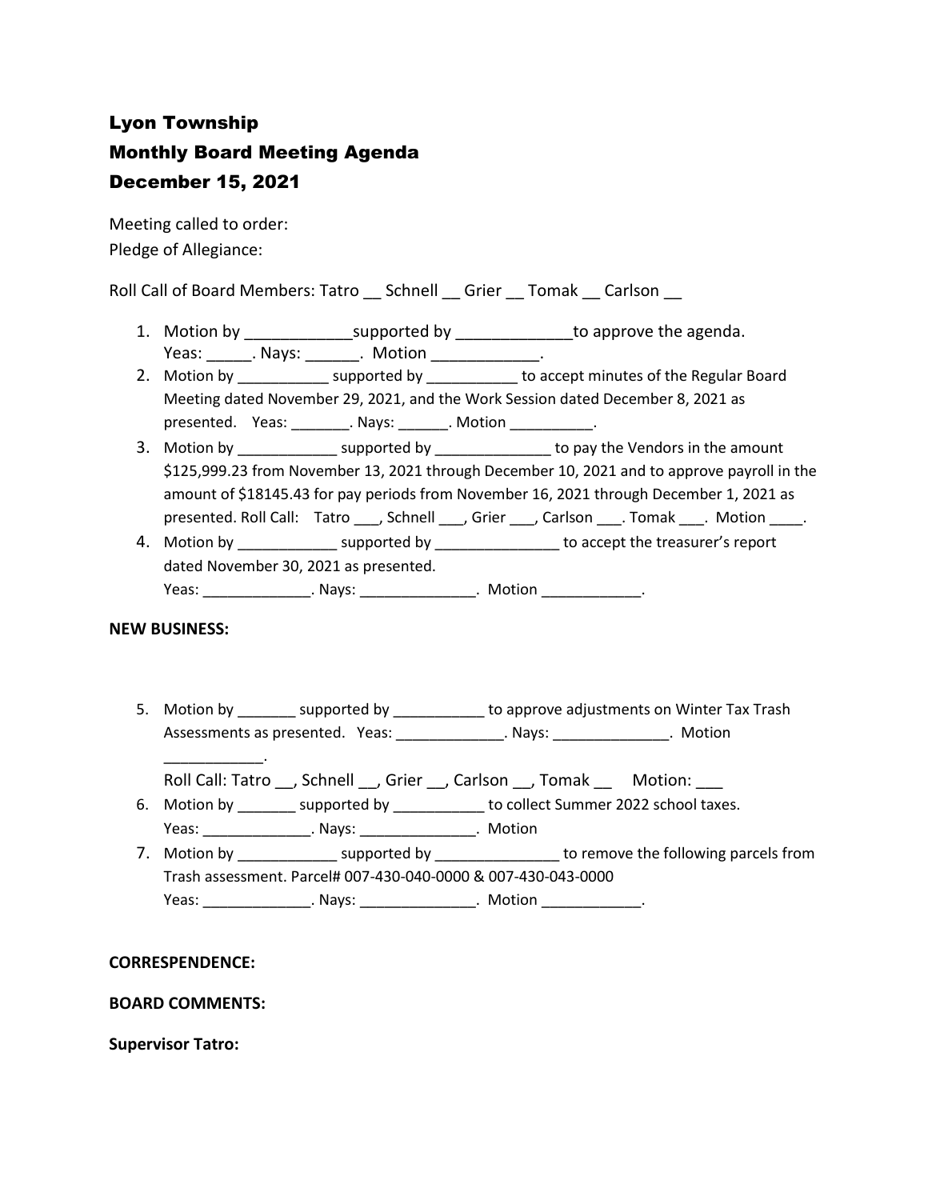# Lyon Township
# Monthly Board Meeting Agenda
# December 15, 2021

Meeting called to order:
Pledge of Allegiance:

Roll Call of Board Members: Tatro __ Schnell __ Grier __ Tomak __ Carlson __

1. Motion by ____________supported by _____________to approve the agenda.
   Yeas: _____. Nays: ______. Motion ____________.
2. Motion by ___________ supported by ___________ to accept minutes of the Regular Board Meeting dated November 29, 2021, and the Work Session dated December 8, 2021 as presented. Yeas: _______. Nays: ______. Motion __________.
3. Motion by ____________ supported by ______________ to pay the Vendors in the amount $125,999.23 from November 13, 2021 through December 10, 2021 and to approve payroll in the amount of $18145.43 for pay periods from November 16, 2021 through December 1, 2021 as presented. Roll Call: Tatro ___, Schnell ___, Grier ___, Carlson ___. Tomak ___. Motion ____.
4. Motion by ____________ supported by _______________ to accept the treasurer's report dated November 30, 2021 as presented.
   Yeas: _____________. Nays: ______________. Motion ____________.

**NEW BUSINESS:**

5. Motion by _______ supported by ___________ to approve adjustments on Winter Tax Trash Assessments as presented. Yeas: _____________. Nays: ______________. Motion ____________.
   Roll Call: Tatro __, Schnell __, Grier __, Carlson __, Tomak __ Motion: ___
6. Motion by _______ supported by ___________ to collect Summer 2022 school taxes.
   Yeas: _____________. Nays: ______________. Motion
7. Motion by ____________ supported by _______________ to remove the following parcels from Trash assessment. Parcel# 007-430-040-0000 & 007-430-043-0000
   Yeas: _____________. Nays: ______________. Motion ____________.

**CORRESPENDENCE:**

**BOARD COMMENTS:**

**Supervisor Tatro:**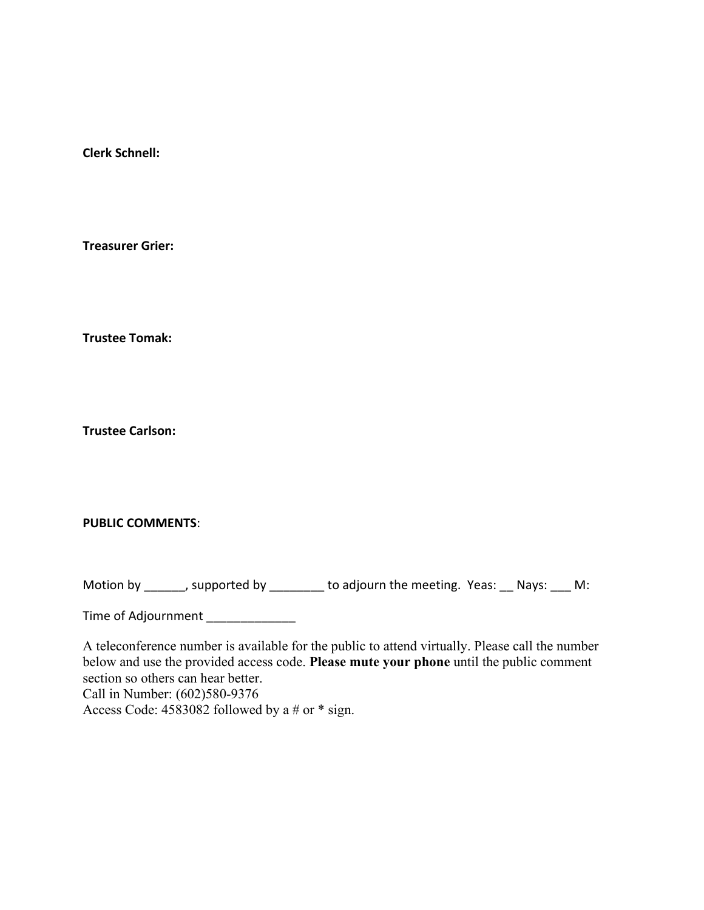**Clerk Schnell:**

**Treasurer Grier:**

**Trustee Tomak:**

**Trustee Carlson:**

**PUBLIC COMMENTS**:

Motion by ______, supported by ________ to adjourn the meeting. Yeas: __ Nays: ___ M:

Time of Adjournment _____________

A teleconference number is available for the public to attend virtually. Please call the number below and use the provided access code. **Please mute your phone** until the public comment section so others can hear better.
Call in Number: (602)580-9376
Access Code: 4583082 followed by a # or * sign.